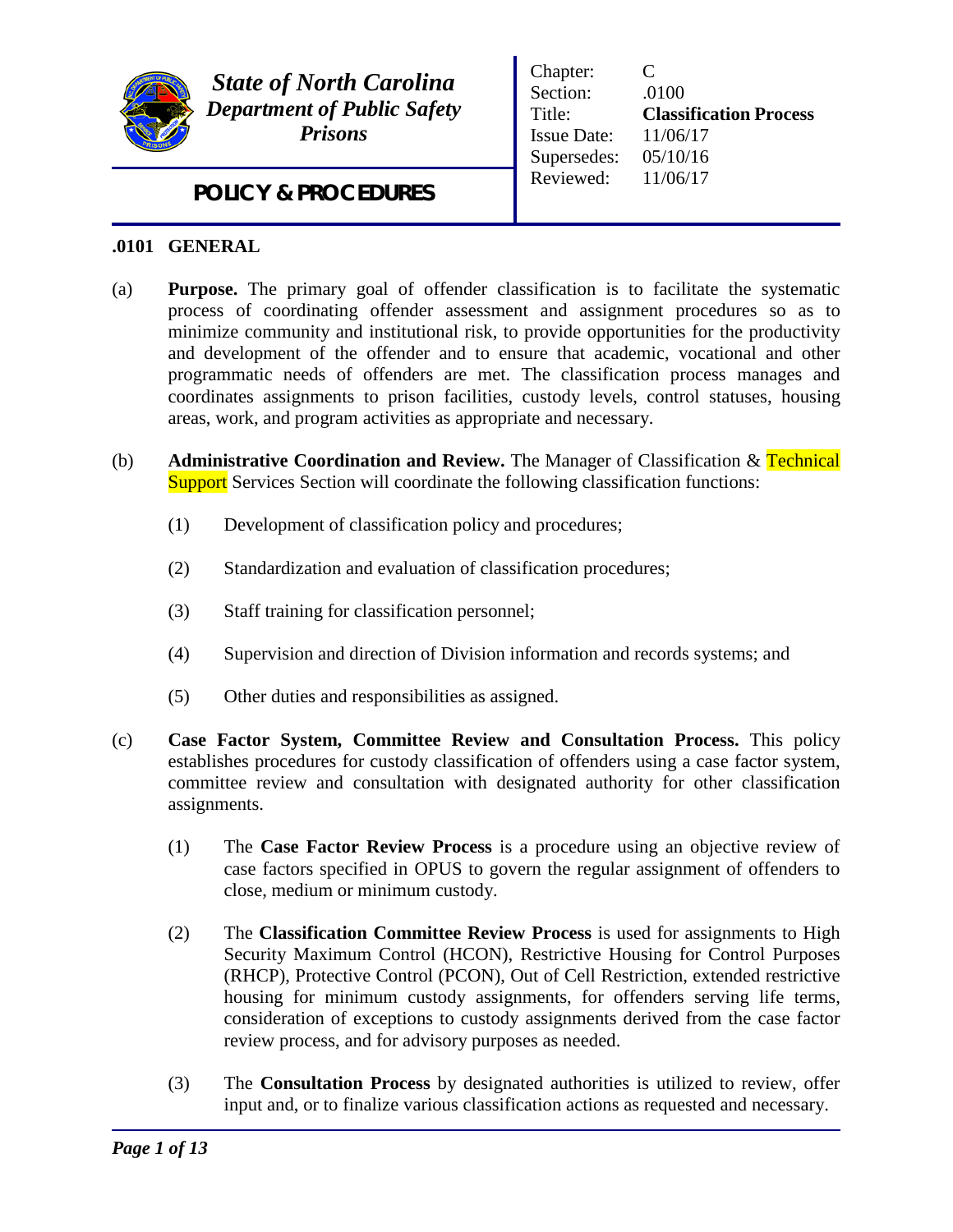*State of North Carolina*
*Department of Public Safety*
*Prisons*

**POLICY & PROCEDURES**

| | |
|---|---|
| Chapter: | C |
| Section: | .0100 |
| Title: | **Classification Process** |
| Issue Date: | 11/06/17 |
| Supersedes: | 05/10/16 |
| Reviewed: | 11/06/17 |

## .0101 GENERAL

(a) **Purpose.** The primary goal of offender classification is to facilitate the systematic process of coordinating offender assessment and assignment procedures so as to minimize community and institutional risk, to provide opportunities for the productivity and development of the offender and to ensure that academic, vocational and other programmatic needs of offenders are met. The classification process manages and coordinates assignments to prison facilities, custody levels, control statuses, housing areas, work, and program activities as appropriate and necessary.

(b) **Administrative Coordination and Review.** The Manager of Classification & Technical Support Services Section will coordinate the following classification functions:

(1) Development of classification policy and procedures;

(2) Standardization and evaluation of classification procedures;

(3) Staff training for classification personnel;

(4) Supervision and direction of Division information and records systems; and

(5) Other duties and responsibilities as assigned.

(c) **Case Factor System, Committee Review and Consultation Process.** This policy establishes procedures for custody classification of offenders using a case factor system, committee review and consultation with designated authority for other classification assignments.

(1) The **Case Factor Review Process** is a procedure using an objective review of case factors specified in OPUS to govern the regular assignment of offenders to close, medium or minimum custody.

(2) The **Classification Committee Review Process** is used for assignments to High Security Maximum Control (HCON), Restrictive Housing for Control Purposes (RHCP), Protective Control (PCON), Out of Cell Restriction, extended restrictive housing for minimum custody assignments, for offenders serving life terms, consideration of exceptions to custody assignments derived from the case factor review process, and for advisory purposes as needed.

(3) The **Consultation Process** by designated authorities is utilized to review, offer input and, or to finalize various classification actions as requested and necessary.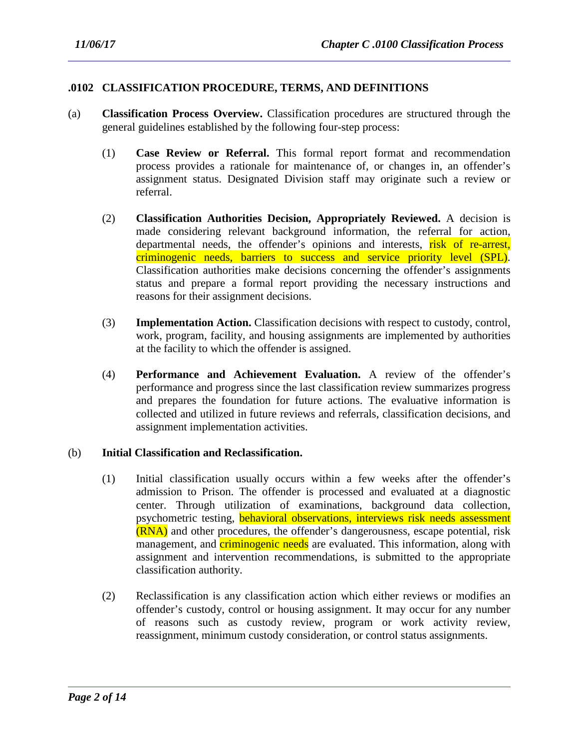## .0102 CLASSIFICATION PROCEDURE, TERMS, AND DEFINITIONS

(a) **Classification Process Overview.** Classification procedures are structured through the general guidelines established by the following four-step process:

(1) **Case Review or Referral.** This formal report format and recommendation process provides a rationale for maintenance of, or changes in, an offender's assignment status. Designated Division staff may originate such a review or referral.

(2) **Classification Authorities Decision, Appropriately Reviewed.** A decision is made considering relevant background information, the referral for action, departmental needs, the offender's opinions and interests, risk of re-arrest, criminogenic needs, barriers to success and service priority level (SPL). Classification authorities make decisions concerning the offender's assignments status and prepare a formal report providing the necessary instructions and reasons for their assignment decisions.

(3) **Implementation Action.** Classification decisions with respect to custody, control, work, program, facility, and housing assignments are implemented by authorities at the facility to which the offender is assigned.

(4) **Performance and Achievement Evaluation.** A review of the offender's performance and progress since the last classification review summarizes progress and prepares the foundation for future actions. The evaluative information is collected and utilized in future reviews and referrals, classification decisions, and assignment implementation activities.

(b) **Initial Classification and Reclassification.**

(1) Initial classification usually occurs within a few weeks after the offender's admission to Prison. The offender is processed and evaluated at a diagnostic center. Through utilization of examinations, background data collection, psychometric testing, behavioral observations, interviews risk needs assessment (RNA) and other procedures, the offender's dangerousness, escape potential, risk management, and criminogenic needs are evaluated. This information, along with assignment and intervention recommendations, is submitted to the appropriate classification authority.

(2) Reclassification is any classification action which either reviews or modifies an offender's custody, control or housing assignment. It may occur for any number of reasons such as custody review, program or work activity review, reassignment, minimum custody consideration, or control status assignments.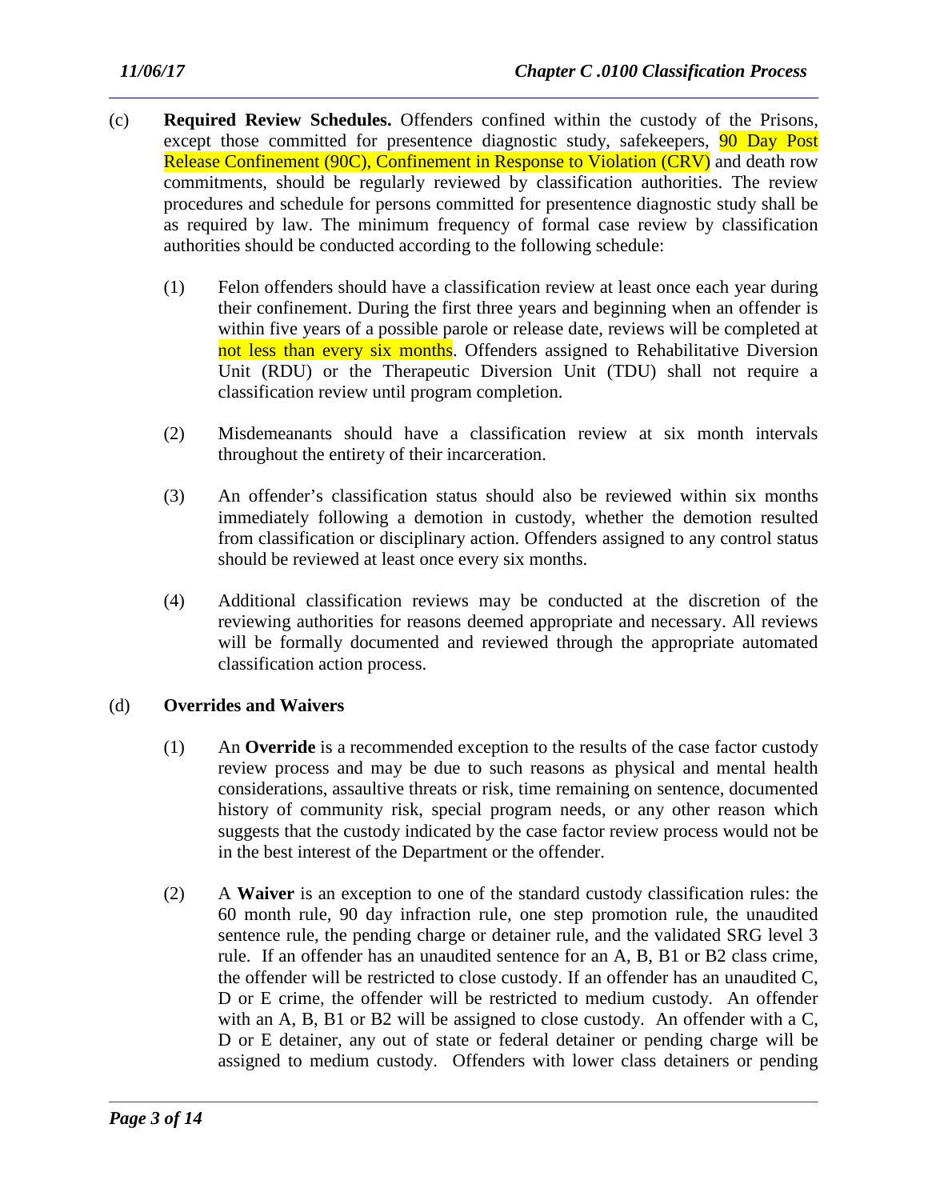(c) **Required Review Schedules.** Offenders confined within the custody of the Prisons, except those committed for presentence diagnostic study, safekeepers, 90 Day Post Release Confinement (90C), Confinement in Response to Violation (CRV) and death row commitments, should be regularly reviewed by classification authorities. The review procedures and schedule for persons committed for presentence diagnostic study shall be as required by law. The minimum frequency of formal case review by classification authorities should be conducted according to the following schedule:

(1) Felon offenders should have a classification review at least once each year during their confinement. During the first three years and beginning when an offender is within five years of a possible parole or release date, reviews will be completed at not less than every six months. Offenders assigned to Rehabilitative Diversion Unit (RDU) or the Therapeutic Diversion Unit (TDU) shall not require a classification review until program completion.

(2) Misdemeanants should have a classification review at six month intervals throughout the entirety of their incarceration.

(3) An offender's classification status should also be reviewed within six months immediately following a demotion in custody, whether the demotion resulted from classification or disciplinary action. Offenders assigned to any control status should be reviewed at least once every six months.

(4) Additional classification reviews may be conducted at the discretion of the reviewing authorities for reasons deemed appropriate and necessary. All reviews will be formally documented and reviewed through the appropriate automated classification action process.

(d) **Overrides and Waivers**

(1) An **Override** is a recommended exception to the results of the case factor custody review process and may be due to such reasons as physical and mental health considerations, assaultive threats or risk, time remaining on sentence, documented history of community risk, special program needs, or any other reason which suggests that the custody indicated by the case factor review process would not be in the best interest of the Department or the offender.

(2) A **Waiver** is an exception to one of the standard custody classification rules: the 60 month rule, 90 day infraction rule, one step promotion rule, the unaudited sentence rule, the pending charge or detainer rule, and the validated SRG level 3 rule. If an offender has an unaudited sentence for an A, B, B1 or B2 class crime, the offender will be restricted to close custody. If an offender has an unaudited C, D or E crime, the offender will be restricted to medium custody. An offender with an A, B, B1 or B2 will be assigned to close custody. An offender with a C, D or E detainer, any out of state or federal detainer or pending charge will be assigned to medium custody. Offenders with lower class detainers or pending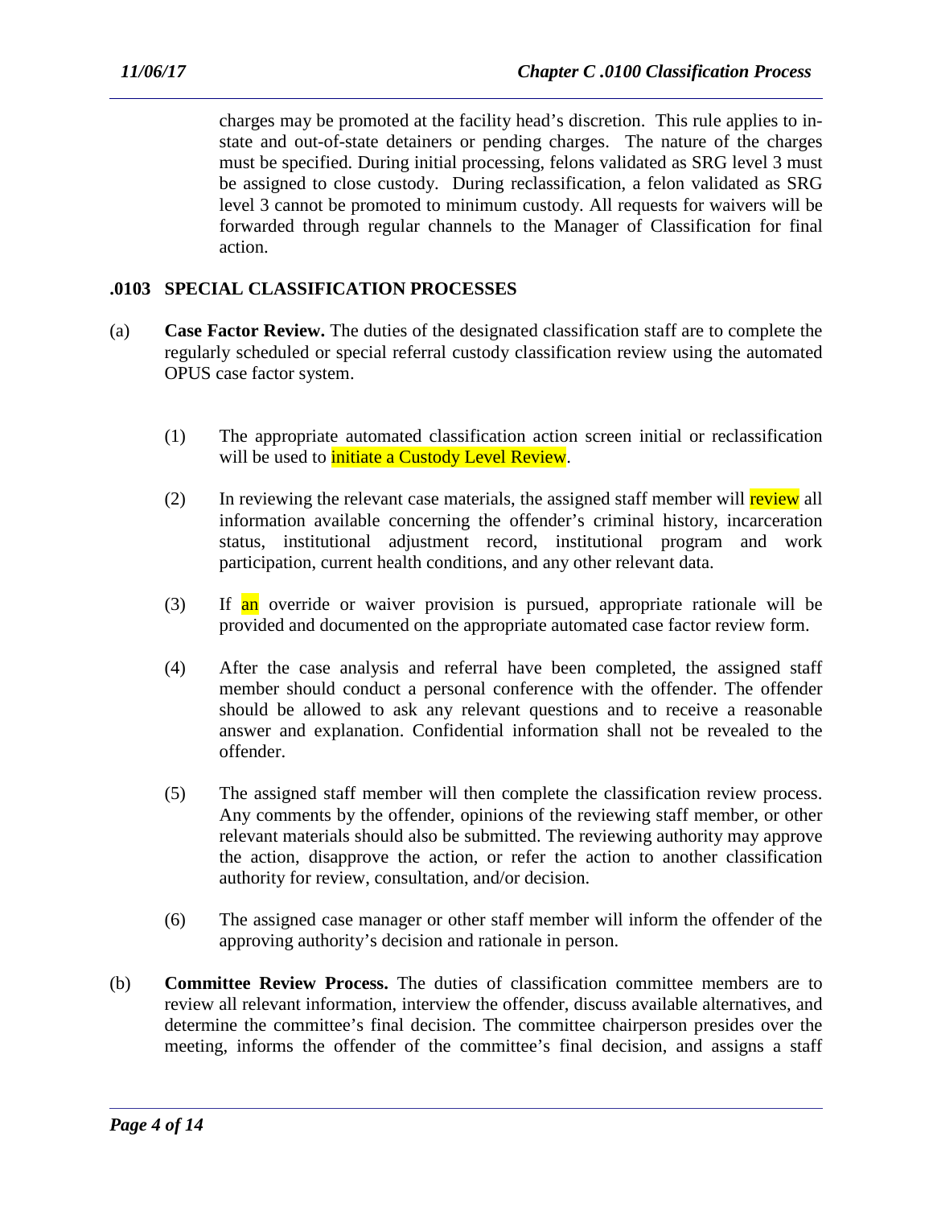charges may be promoted at the facility head's discretion. This rule applies to in-state and out-of-state detainers or pending charges. The nature of the charges must be specified. During initial processing, felons validated as SRG level 3 must be assigned to close custody. During reclassification, a felon validated as SRG level 3 cannot be promoted to minimum custody. All requests for waivers will be forwarded through regular channels to the Manager of Classification for final action.

## .0103 SPECIAL CLASSIFICATION PROCESSES

(a) **Case Factor Review.** The duties of the designated classification staff are to complete the regularly scheduled or special referral custody classification review using the automated OPUS case factor system.

(1) The appropriate automated classification action screen initial or reclassification will be used to initiate a Custody Level Review.

(2) In reviewing the relevant case materials, the assigned staff member will review all information available concerning the offender's criminal history, incarceration status, institutional adjustment record, institutional program and work participation, current health conditions, and any other relevant data.

(3) If an override or waiver provision is pursued, appropriate rationale will be provided and documented on the appropriate automated case factor review form.

(4) After the case analysis and referral have been completed, the assigned staff member should conduct a personal conference with the offender. The offender should be allowed to ask any relevant questions and to receive a reasonable answer and explanation. Confidential information shall not be revealed to the offender.

(5) The assigned staff member will then complete the classification review process. Any comments by the offender, opinions of the reviewing staff member, or other relevant materials should also be submitted. The reviewing authority may approve the action, disapprove the action, or refer the action to another classification authority for review, consultation, and/or decision.

(6) The assigned case manager or other staff member will inform the offender of the approving authority's decision and rationale in person.

(b) **Committee Review Process.** The duties of classification committee members are to review all relevant information, interview the offender, discuss available alternatives, and determine the committee's final decision. The committee chairperson presides over the meeting, informs the offender of the committee's final decision, and assigns a staff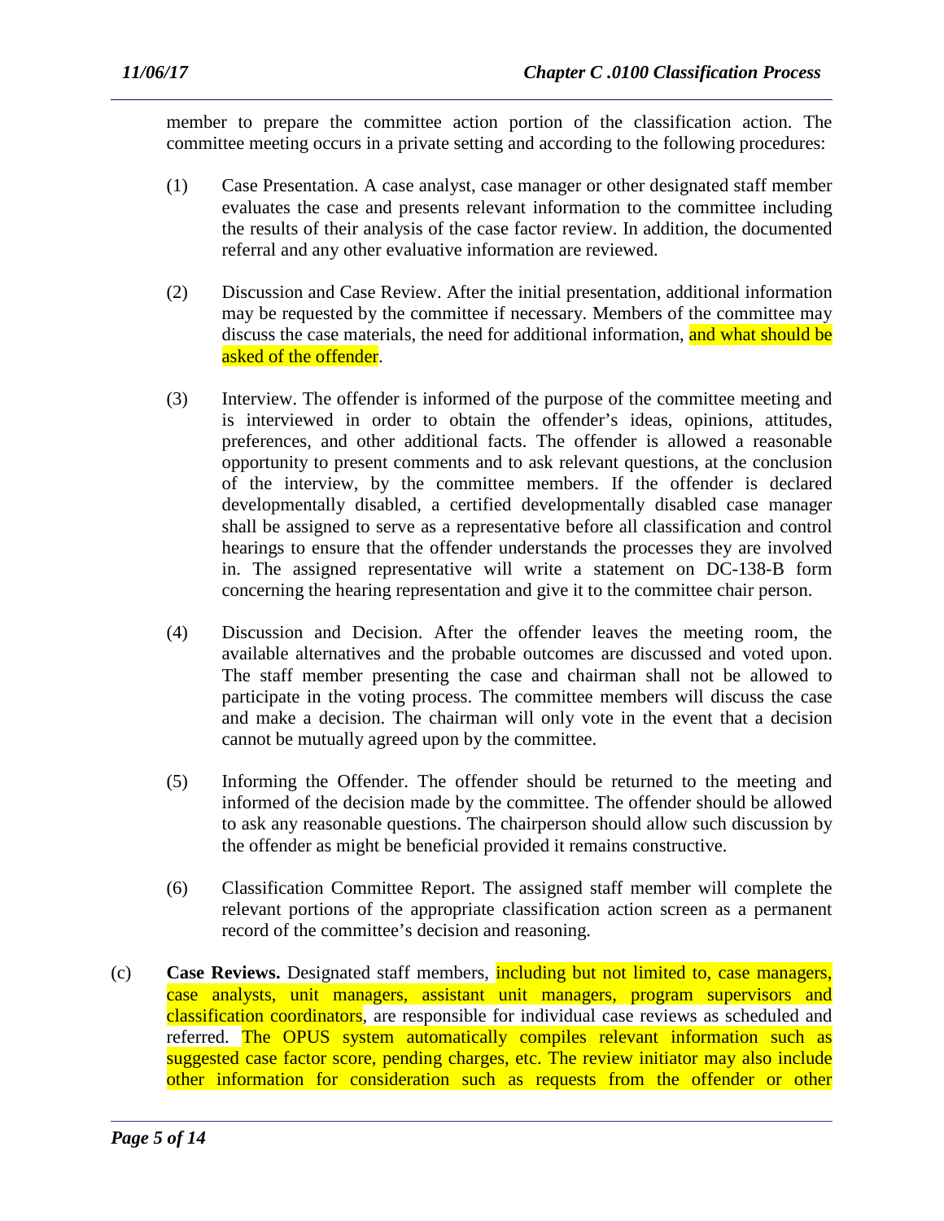member to prepare the committee action portion of the classification action. The committee meeting occurs in a private setting and according to the following procedures:

(1) Case Presentation. A case analyst, case manager or other designated staff member evaluates the case and presents relevant information to the committee including the results of their analysis of the case factor review. In addition, the documented referral and any other evaluative information are reviewed.

(2) Discussion and Case Review. After the initial presentation, additional information may be requested by the committee if necessary. Members of the committee may discuss the case materials, the need for additional information, and what should be asked of the offender.

(3) Interview. The offender is informed of the purpose of the committee meeting and is interviewed in order to obtain the offender's ideas, opinions, attitudes, preferences, and other additional facts. The offender is allowed a reasonable opportunity to present comments and to ask relevant questions, at the conclusion of the interview, by the committee members. If the offender is declared developmentally disabled, a certified developmentally disabled case manager shall be assigned to serve as a representative before all classification and control hearings to ensure that the offender understands the processes they are involved in. The assigned representative will write a statement on DC-138-B form concerning the hearing representation and give it to the committee chair person.

(4) Discussion and Decision. After the offender leaves the meeting room, the available alternatives and the probable outcomes are discussed and voted upon. The staff member presenting the case and chairman shall not be allowed to participate in the voting process. The committee members will discuss the case and make a decision. The chairman will only vote in the event that a decision cannot be mutually agreed upon by the committee.

(5) Informing the Offender. The offender should be returned to the meeting and informed of the decision made by the committee. The offender should be allowed to ask any reasonable questions. The chairperson should allow such discussion by the offender as might be beneficial provided it remains constructive.

(6) Classification Committee Report. The assigned staff member will complete the relevant portions of the appropriate classification action screen as a permanent record of the committee's decision and reasoning.

(c) **Case Reviews.** Designated staff members, including but not limited to, case managers, case analysts, unit managers, assistant unit managers, program supervisors and classification coordinators, are responsible for individual case reviews as scheduled and referred. The OPUS system automatically compiles relevant information such as suggested case factor score, pending charges, etc. The review initiator may also include other information for consideration such as requests from the offender or other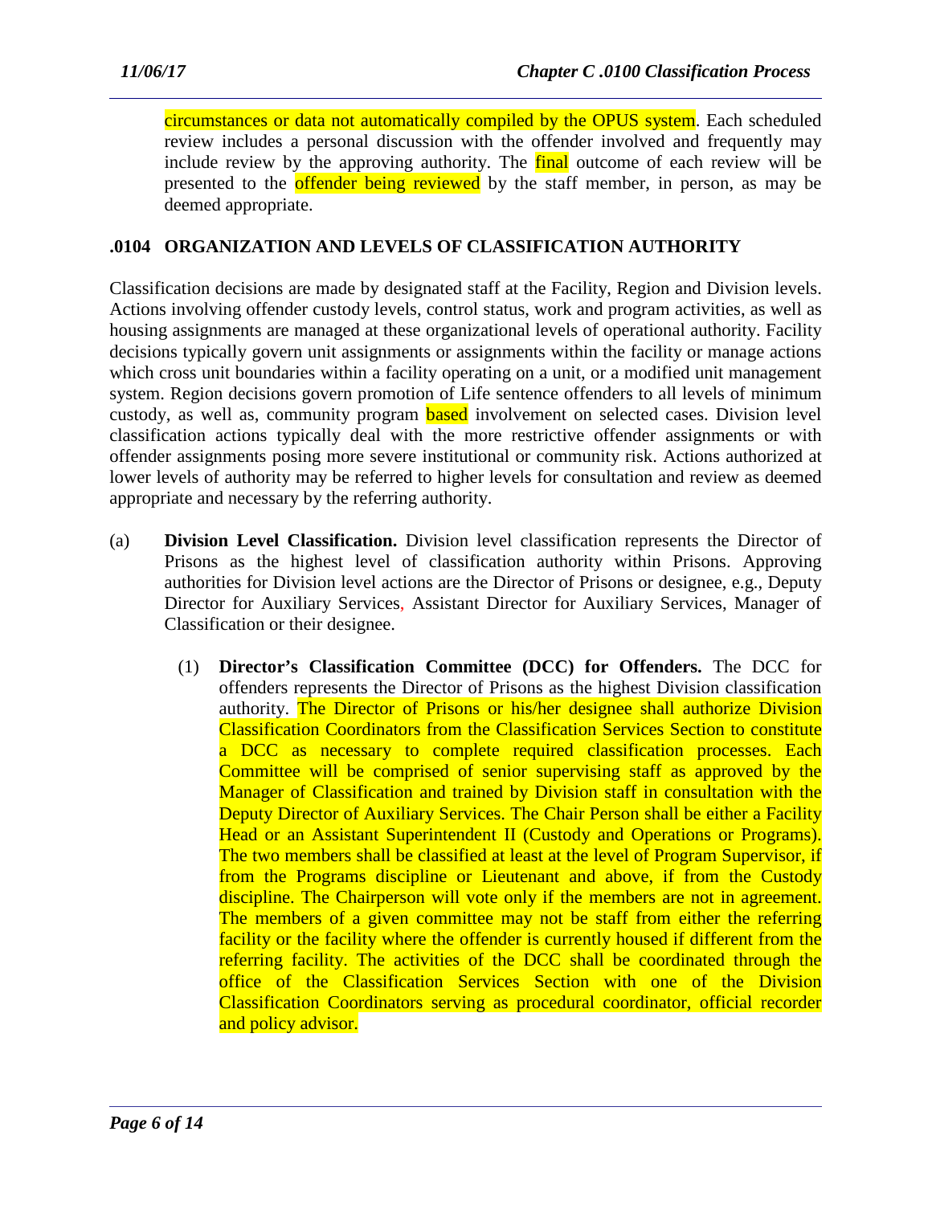circumstances or data not automatically compiled by the OPUS system. Each scheduled review includes a personal discussion with the offender involved and frequently may include review by the approving authority. The final outcome of each review will be presented to the offender being reviewed by the staff member, in person, as may be deemed appropriate.

### .0104 ORGANIZATION AND LEVELS OF CLASSIFICATION AUTHORITY

Classification decisions are made by designated staff at the Facility, Region and Division levels. Actions involving offender custody levels, control status, work and program activities, as well as housing assignments are managed at these organizational levels of operational authority. Facility decisions typically govern unit assignments or assignments within the facility or manage actions which cross unit boundaries within a facility operating on a unit, or a modified unit management system. Region decisions govern promotion of Life sentence offenders to all levels of minimum custody, as well as, community program based involvement on selected cases. Division level classification actions typically deal with the more restrictive offender assignments or with offender assignments posing more severe institutional or community risk. Actions authorized at lower levels of authority may be referred to higher levels for consultation and review as deemed appropriate and necessary by the referring authority.

(a) **Division Level Classification.** Division level classification represents the Director of Prisons as the highest level of classification authority within Prisons. Approving authorities for Division level actions are the Director of Prisons or designee, e.g., Deputy Director for Auxiliary Services, Assistant Director for Auxiliary Services, Manager of Classification or their designee.

  (1) **Director's Classification Committee (DCC) for Offenders.** The DCC for offenders represents the Director of Prisons as the highest Division classification authority. The Director of Prisons or his/her designee shall authorize Division Classification Coordinators from the Classification Services Section to constitute a DCC as necessary to complete required classification processes. Each Committee will be comprised of senior supervising staff as approved by the Manager of Classification and trained by Division staff in consultation with the Deputy Director of Auxiliary Services. The Chair Person shall be either a Facility Head or an Assistant Superintendent II (Custody and Operations or Programs). The two members shall be classified at least at the level of Program Supervisor, if from the Programs discipline or Lieutenant and above, if from the Custody discipline. The Chairperson will vote only if the members are not in agreement. The members of a given committee may not be staff from either the referring facility or the facility where the offender is currently housed if different from the referring facility. The activities of the DCC shall be coordinated through the office of the Classification Services Section with one of the Division Classification Coordinators serving as procedural coordinator, official recorder and policy advisor.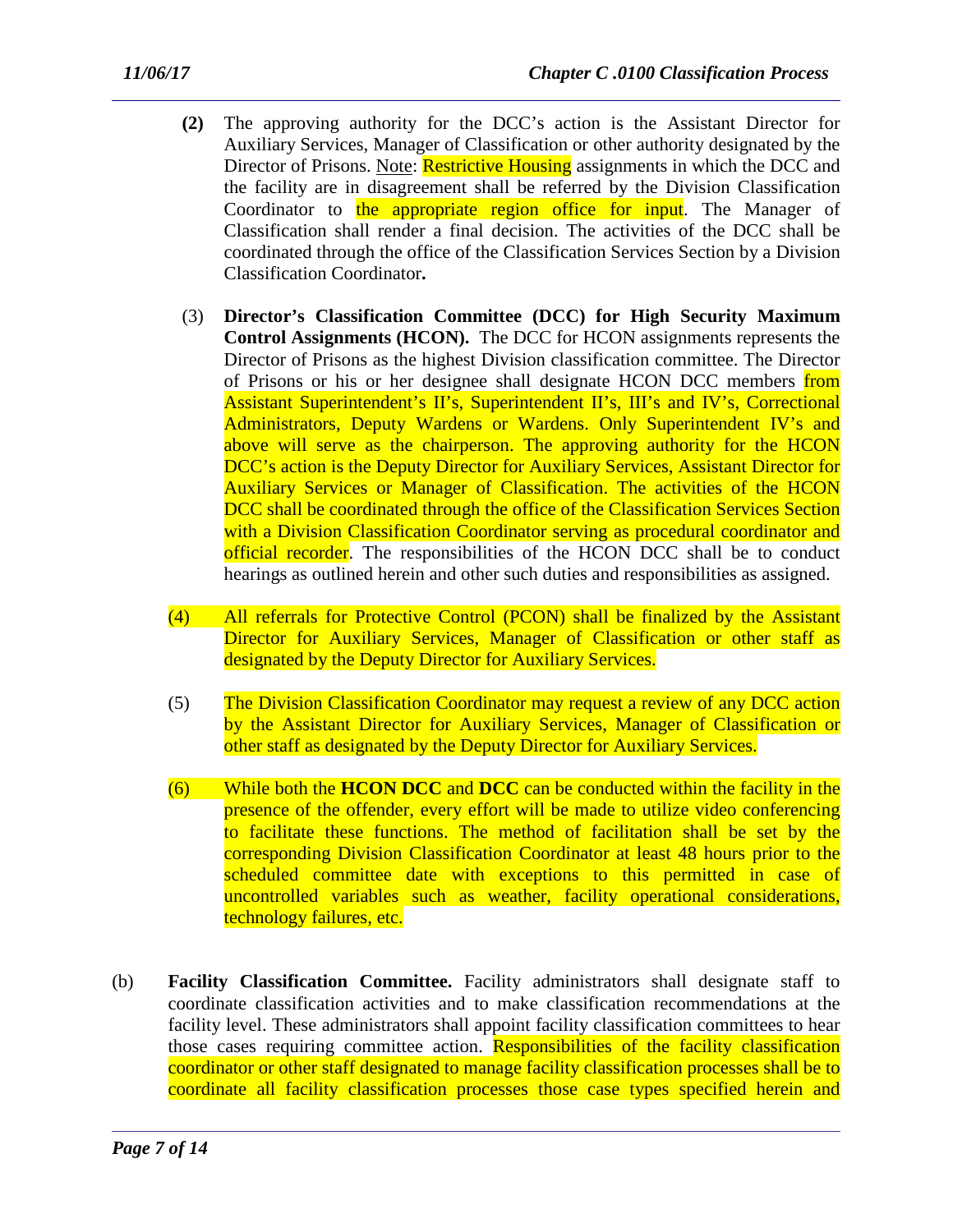**(2)** The approving authority for the DCC's action is the Assistant Director for Auxiliary Services, Manager of Classification or other authority designated by the Director of Prisons. Note: Restrictive Housing assignments in which the DCC and the facility are in disagreement shall be referred by the Division Classification Coordinator to the appropriate region office for input. The Manager of Classification shall render a final decision. The activities of the DCC shall be coordinated through the office of the Classification Services Section by a Division Classification Coordinator**.**

(3) **Director's Classification Committee (DCC) for High Security Maximum Control Assignments (HCON).** The DCC for HCON assignments represents the Director of Prisons as the highest Division classification committee. The Director of Prisons or his or her designee shall designate HCON DCC members from Assistant Superintendent's II's, Superintendent II's, III's and IV's, Correctional Administrators, Deputy Wardens or Wardens. Only Superintendent IV's and above will serve as the chairperson. The approving authority for the HCON DCC's action is the Deputy Director for Auxiliary Services, Assistant Director for Auxiliary Services or Manager of Classification. The activities of the HCON DCC shall be coordinated through the office of the Classification Services Section with a Division Classification Coordinator serving as procedural coordinator and official recorder. The responsibilities of the HCON DCC shall be to conduct hearings as outlined herein and other such duties and responsibilities as assigned.

(4) All referrals for Protective Control (PCON) shall be finalized by the Assistant Director for Auxiliary Services, Manager of Classification or other staff as designated by the Deputy Director for Auxiliary Services.

(5) The Division Classification Coordinator may request a review of any DCC action by the Assistant Director for Auxiliary Services, Manager of Classification or other staff as designated by the Deputy Director for Auxiliary Services.

(6) While both the **HCON DCC** and **DCC** can be conducted within the facility in the presence of the offender, every effort will be made to utilize video conferencing to facilitate these functions. The method of facilitation shall be set by the corresponding Division Classification Coordinator at least 48 hours prior to the scheduled committee date with exceptions to this permitted in case of uncontrolled variables such as weather, facility operational considerations, technology failures, etc.

(b) **Facility Classification Committee.** Facility administrators shall designate staff to coordinate classification activities and to make classification recommendations at the facility level. These administrators shall appoint facility classification committees to hear those cases requiring committee action. Responsibilities of the facility classification coordinator or other staff designated to manage facility classification processes shall be to coordinate all facility classification processes those case types specified herein and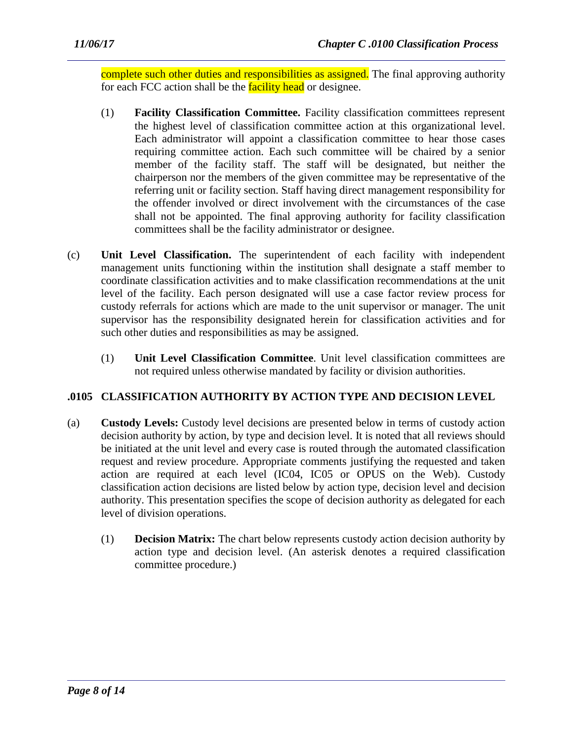complete such other duties and responsibilities as assigned. The final approving authority for each FCC action shall be the facility head or designee.

(1) **Facility Classification Committee.** Facility classification committees represent the highest level of classification committee action at this organizational level. Each administrator will appoint a classification committee to hear those cases requiring committee action. Each such committee will be chaired by a senior member of the facility staff. The staff will be designated, but neither the chairperson nor the members of the given committee may be representative of the referring unit or facility section. Staff having direct management responsibility for the offender involved or direct involvement with the circumstances of the case shall not be appointed. The final approving authority for facility classification committees shall be the facility administrator or designee.

(c) **Unit Level Classification.** The superintendent of each facility with independent management units functioning within the institution shall designate a staff member to coordinate classification activities and to make classification recommendations at the unit level of the facility. Each person designated will use a case factor review process for custody referrals for actions which are made to the unit supervisor or manager. The unit supervisor has the responsibility designated herein for classification activities and for such other duties and responsibilities as may be assigned.

(1) **Unit Level Classification Committee**. Unit level classification committees are not required unless otherwise mandated by facility or division authorities.

## .0105 CLASSIFICATION AUTHORITY BY ACTION TYPE AND DECISION LEVEL

(a) **Custody Levels:** Custody level decisions are presented below in terms of custody action decision authority by action, by type and decision level. It is noted that all reviews should be initiated at the unit level and every case is routed through the automated classification request and review procedure. Appropriate comments justifying the requested and taken action are required at each level (IC04, IC05 or OPUS on the Web). Custody classification action decisions are listed below by action type, decision level and decision authority. This presentation specifies the scope of decision authority as delegated for each level of division operations.

(1) **Decision Matrix:** The chart below represents custody action decision authority by action type and decision level. (An asterisk denotes a required classification committee procedure.)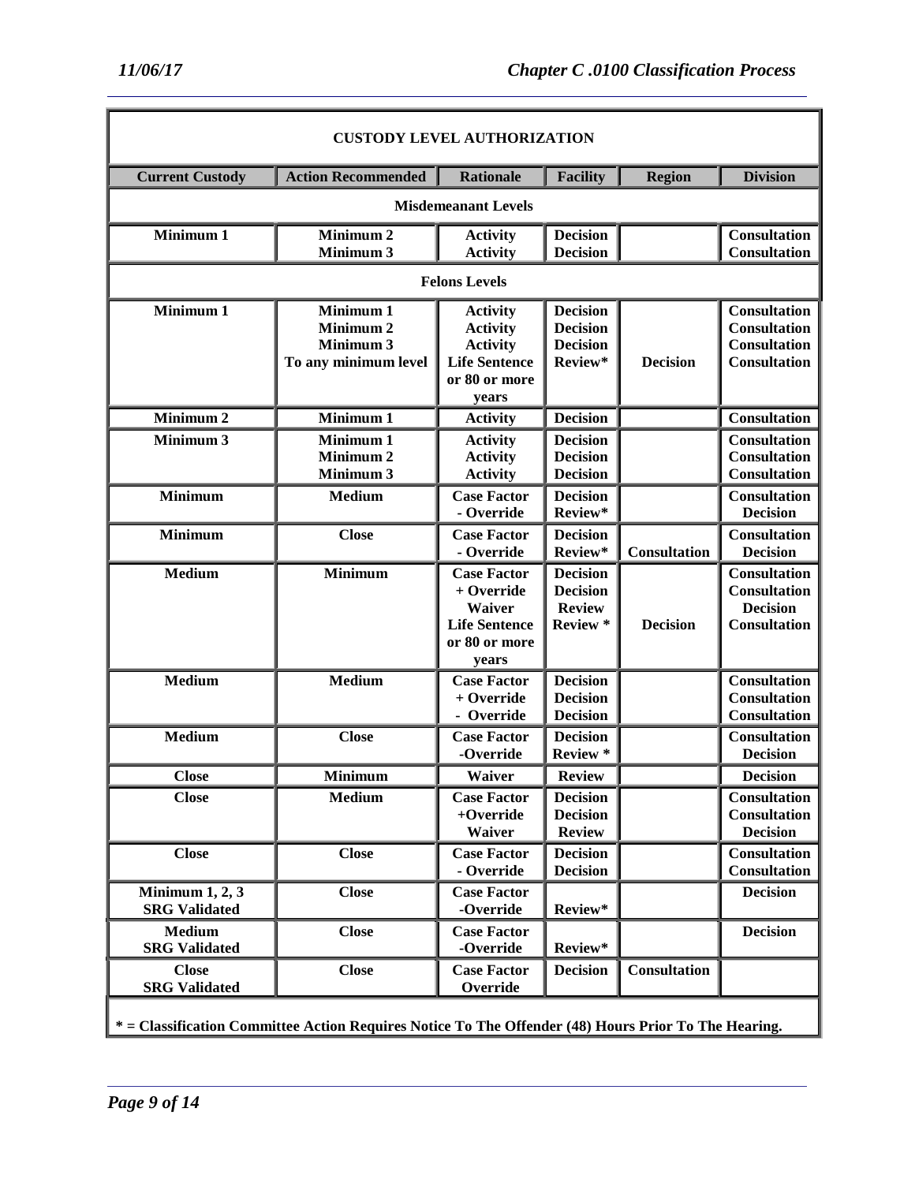| CUSTODY LEVEL AUTHORIZATION | | | | | |
|---|---|---|---|---|---|
| **Current Custody** | **Action Recommended** | **Rationale** | **Facility** | **Region** | **Division** |
| **Misdemeanant Levels** | | | | | |
| **Minimum 1** | **Minimum 2**<br>**Minimum 3** | **Activity**<br>**Activity** | **Decision**<br>**Decision** | | **Consultation**<br>**Consultation** |
| **Felons Levels** | | | | | |
| **Minimum 1** | **Minimum 1**<br>**Minimum 2**<br>**Minimum 3**<br>**To any minimum level** | **Activity**<br>**Activity**<br>**Activity**<br>**Life Sentence or 80 or more years** | **Decision**<br>**Decision**<br>**Decision**<br>**Review*** | **Decision** | **Consultation**<br>**Consultation**<br>**Consultation**<br>**Consultation** |
| **Minimum 2** | **Minimum 1** | **Activity** | **Decision** | | **Consultation** |
| **Minimum 3** | **Minimum 1**<br>**Minimum 2**<br>**Minimum 3** | **Activity**<br>**Activity**<br>**Activity** | **Decision**<br>**Decision**<br>**Decision** | | **Consultation**<br>**Consultation**<br>**Consultation** |
| **Minimum** | **Medium** | **Case Factor**<br>**- Override** | **Decision**<br>**Review*** | | **Consultation**<br>**Decision** |
| **Minimum** | **Close** | **Case Factor**<br>**- Override** | **Decision**<br>**Review*** | **Consultation** | **Consultation**<br>**Decision** |
| **Medium** | **Minimum** | **Case Factor**<br>**+ Override**<br>**Waiver**<br>**Life Sentence or 80 or more years** | **Decision**<br>**Decision**<br>**Review**<br>**Review *** | **Decision** | **Consultation**<br>**Consultation**<br>**Decision**<br>**Consultation** |
| **Medium** | **Medium** | **Case Factor**<br>**+ Override**<br>**- Override** | **Decision**<br>**Decision**<br>**Decision** | | **Consultation**<br>**Consultation**<br>**Consultation** |
| **Medium** | **Close** | **Case Factor**<br>**-Override** | **Decision**<br>**Review *** | | **Consultation**<br>**Decision** |
| **Close** | **Minimum** | **Waiver** | **Review** | | **Decision** |
| **Close** | **Medium** | **Case Factor**<br>**+Override**<br>**Waiver** | **Decision**<br>**Decision**<br>**Review** | | **Consultation**<br>**Consultation**<br>**Decision** |
| **Close** | **Close** | **Case Factor**<br>**- Override** | **Decision**<br>**Decision** | | **Consultation**<br>**Consultation** |
| **Minimum 1, 2, 3**<br>**SRG Validated** | **Close** | **Case Factor**<br>**-Override** | **Review*** | | **Decision** |
| **Medium**<br>**SRG Validated** | **Close** | **Case Factor**<br>**-Override** | **Review*** | | **Decision** |
| **Close**<br>**SRG Validated** | **Close** | **Case Factor**<br>**Override** | **Decision** | **Consultation** | |

**\* = Classification Committee Action Requires Notice To The Offender (48) Hours Prior To The Hearing.**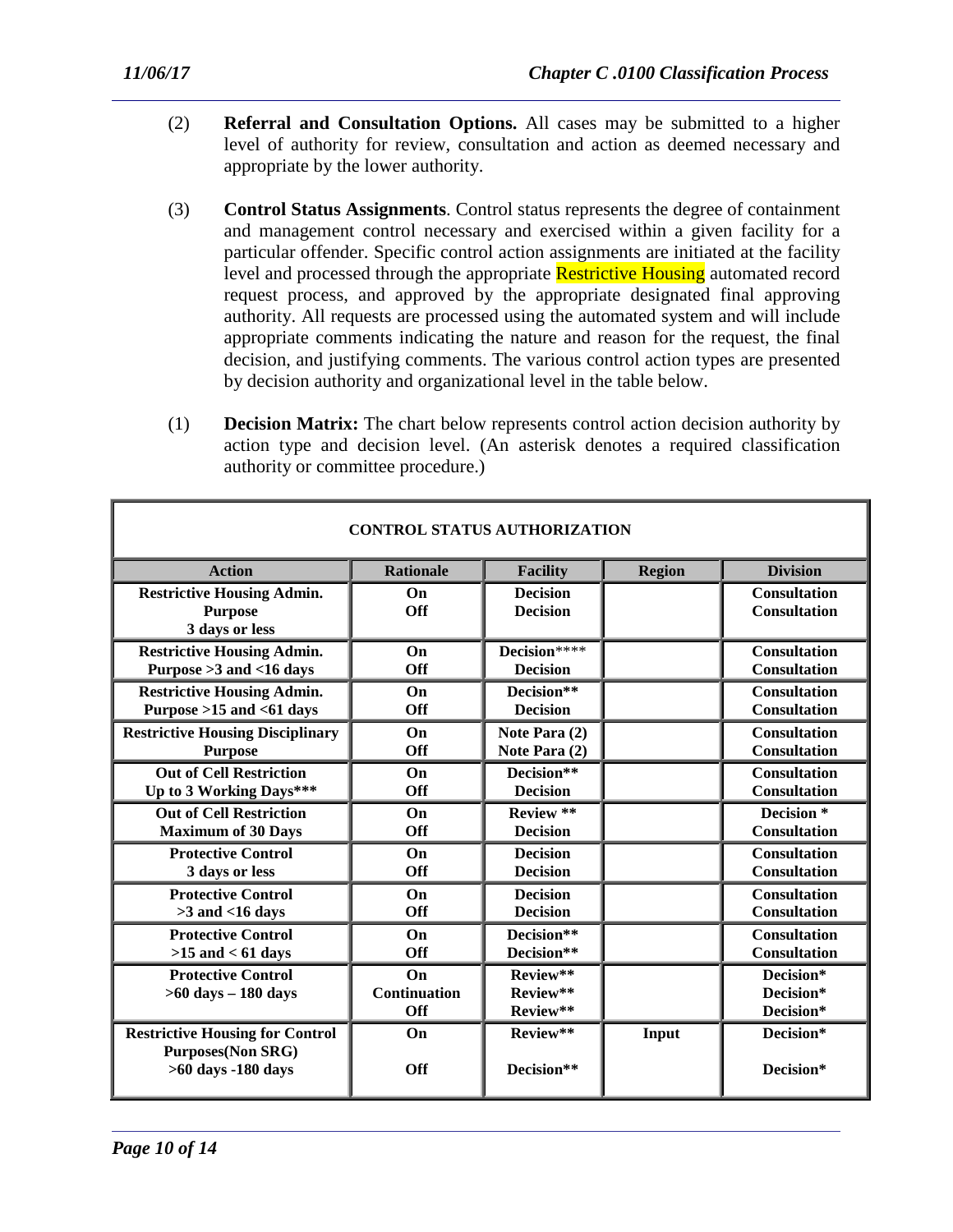(2) **Referral and Consultation Options.** All cases may be submitted to a higher level of authority for review, consultation and action as deemed necessary and appropriate by the lower authority.

(3) **Control Status Assignments**. Control status represents the degree of containment and management control necessary and exercised within a given facility for a particular offender. Specific control action assignments are initiated at the facility level and processed through the appropriate Restrictive Housing automated record request process, and approved by the appropriate designated final approving authority. All requests are processed using the automated system and will include appropriate comments indicating the nature and reason for the request, the final decision, and justifying comments. The various control action types are presented by decision authority and organizational level in the table below.

(1) **Decision Matrix:** The chart below represents control action decision authority by action type and decision level. (An asterisk denotes a required classification authority or committee procedure.)

**CONTROL STATUS AUTHORIZATION**

| Action | Rationale | Facility | Region | Division |
|---|---|---|---|---|
| **Restrictive Housing Admin. Purpose 3 days or less** | **On**<br>**Off** | **Decision**<br>**Decision** | | **Consultation**<br>**Consultation** |
| **Restrictive Housing Admin. Purpose >3 and <16 days** | **On**<br>**Off** | **Decision\*\*\*\***<br>**Decision** | | **Consultation**<br>**Consultation** |
| **Restrictive Housing Admin. Purpose >15 and <61 days** | **On**<br>**Off** | **Decision\*\***<br>**Decision** | | **Consultation**<br>**Consultation** |
| **Restrictive Housing Disciplinary Purpose** | **On**<br>**Off** | **Note Para (2)**<br>**Note Para (2)** | | **Consultation**<br>**Consultation** |
| **Out of Cell Restriction Up to 3 Working Days\*\*\*** | **On**<br>**Off** | **Decision\*\***<br>**Decision** | | **Consultation**<br>**Consultation** |
| **Out of Cell Restriction Maximum of 30 Days** | **On**<br>**Off** | **Review \*\***<br>**Decision** | | **Decision \***<br>**Consultation** |
| **Protective Control 3 days or less** | **On**<br>**Off** | **Decision**<br>**Decision** | | **Consultation**<br>**Consultation** |
| **Protective Control >3 and <16 days** | **On**<br>**Off** | **Decision**<br>**Decision** | | **Consultation**<br>**Consultation** |
| **Protective Control >15 and < 61 days** | **On**<br>**Off** | **Decision\*\***<br>**Decision\*\*** | | **Consultation**<br>**Consultation** |
| **Protective Control >60 days – 180 days** | **On**<br>**Continuation**<br>**Off** | **Review\*\***<br>**Review\*\***<br>**Review\*\*** | | **Decision\***<br>**Decision\***<br>**Decision\*** |
| **Restrictive Housing for Control Purposes(Non SRG) >60 days -180 days** | **On**<br>**Off** | **Review\*\***<br>**Decision\*\*** | **Input** | **Decision\***<br>**Decision\*** |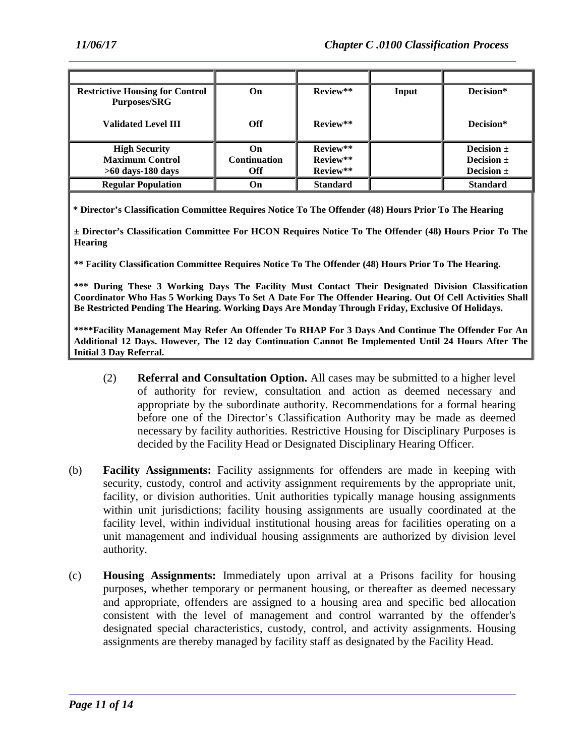| | | | | |
|---|---|---|---|---|
| **Restrictive Housing for Control Purposes/SRG** | **On** | **Review**** | **Input** | **Decision*** |
| **Validated Level III** | **Off** | **Review**** | | **Decision*** |
| **High Security**<br>**Maximum Control**<br>**>60 days-180 days** | **On**<br>**Continuation**<br>**Off** | **Review****<br>**Review****<br>**Review**** | | **Decision ±**<br>**Decision ±**<br>**Decision ±** |
| **Regular Population** | **On** | **Standard** | | **Standard** |

**\* Director's Classification Committee Requires Notice To The Offender (48) Hours Prior To The Hearing**

**± Director's Classification Committee For HCON Requires Notice To The Offender (48) Hours Prior To The Hearing**

**** Facility Classification Committee Requires Notice To The Offender (48) Hours Prior To The Hearing.**

***** During These 3 Working Days The Facility Must Contact Their Designated Division Classification Coordinator Who Has 5 Working Days To Set A Date For The Offender Hearing. Out Of Cell Activities Shall Be Restricted Pending The Hearing. Working Days Are Monday Through Friday, Exclusive Of Holidays.**

******Facility Management May Refer An Offender To RHAP For 3 Days And Continue The Offender For An Additional 12 Days. However, The 12 day Continuation Cannot Be Implemented Until 24 Hours After The Initial 3 Day Referral.**

(2) **Referral and Consultation Option.** All cases may be submitted to a higher level of authority for review, consultation and action as deemed necessary and appropriate by the subordinate authority. Recommendations for a formal hearing before one of the Director's Classification Authority may be made as deemed necessary by facility authorities. Restrictive Housing for Disciplinary Purposes is decided by the Facility Head or Designated Disciplinary Hearing Officer.

(b) **Facility Assignments:** Facility assignments for offenders are made in keeping with security, custody, control and activity assignment requirements by the appropriate unit, facility, or division authorities. Unit authorities typically manage housing assignments within unit jurisdictions; facility housing assignments are usually coordinated at the facility level, within individual institutional housing areas for facilities operating on a unit management and individual housing assignments are authorized by division level authority.

(c) **Housing Assignments:** Immediately upon arrival at a Prisons facility for housing purposes, whether temporary or permanent housing, or thereafter as deemed necessary and appropriate, offenders are assigned to a housing area and specific bed allocation consistent with the level of management and control warranted by the offender's designated special characteristics, custody, control, and activity assignments. Housing assignments are thereby managed by facility staff as designated by the Facility Head.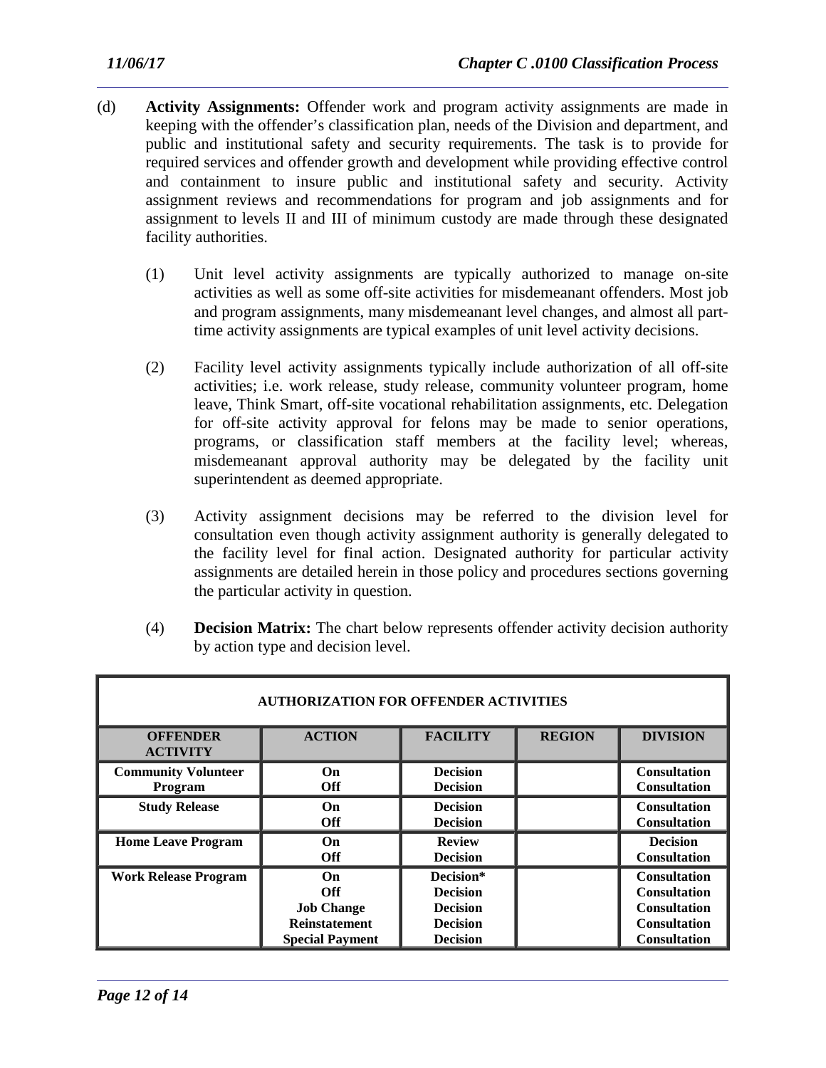(d) **Activity Assignments:** Offender work and program activity assignments are made in keeping with the offender's classification plan, needs of the Division and department, and public and institutional safety and security requirements. The task is to provide for required services and offender growth and development while providing effective control and containment to insure public and institutional safety and security. Activity assignment reviews and recommendations for program and job assignments and for assignment to levels II and III of minimum custody are made through these designated facility authorities.

(1) Unit level activity assignments are typically authorized to manage on-site activities as well as some off-site activities for misdemeanant offenders. Most job and program assignments, many misdemeanant level changes, and almost all part-time activity assignments are typical examples of unit level activity decisions.

(2) Facility level activity assignments typically include authorization of all off-site activities; i.e. work release, study release, community volunteer program, home leave, Think Smart, off-site vocational rehabilitation assignments, etc. Delegation for off-site activity approval for felons may be made to senior operations, programs, or classification staff members at the facility level; whereas, misdemeanant approval authority may be delegated by the facility unit superintendent as deemed appropriate.

(3) Activity assignment decisions may be referred to the division level for consultation even though activity assignment authority is generally delegated to the facility level for final action. Designated authority for particular activity assignments are detailed herein in those policy and procedures sections governing the particular activity in question.

(4) **Decision Matrix:** The chart below represents offender activity decision authority by action type and decision level.

| **AUTHORIZATION FOR OFFENDER ACTIVITIES** | | | | |
|---|---|---|---|---|
| **OFFENDER ACTIVITY** | **ACTION** | **FACILITY** | **REGION** | **DIVISION** |
| **Community Volunteer Program** | **On** | **Decision** | | **Consultation** |
| | **Off** | **Decision** | | **Consultation** |
| **Study Release** | **On** | **Decision** | | **Consultation** |
| | **Off** | **Decision** | | **Consultation** |
| **Home Leave Program** | **On** | **Review** | | **Decision** |
| | **Off** | **Decision** | | **Consultation** |
| **Work Release Program** | **On** | **Decision*** | | **Consultation** |
| | **Off** | **Decision** | | **Consultation** |
| | **Job Change** | **Decision** | | **Consultation** |
| | **Reinstatement** | **Decision** | | **Consultation** |
| | **Special Payment** | **Decision** | | **Consultation** |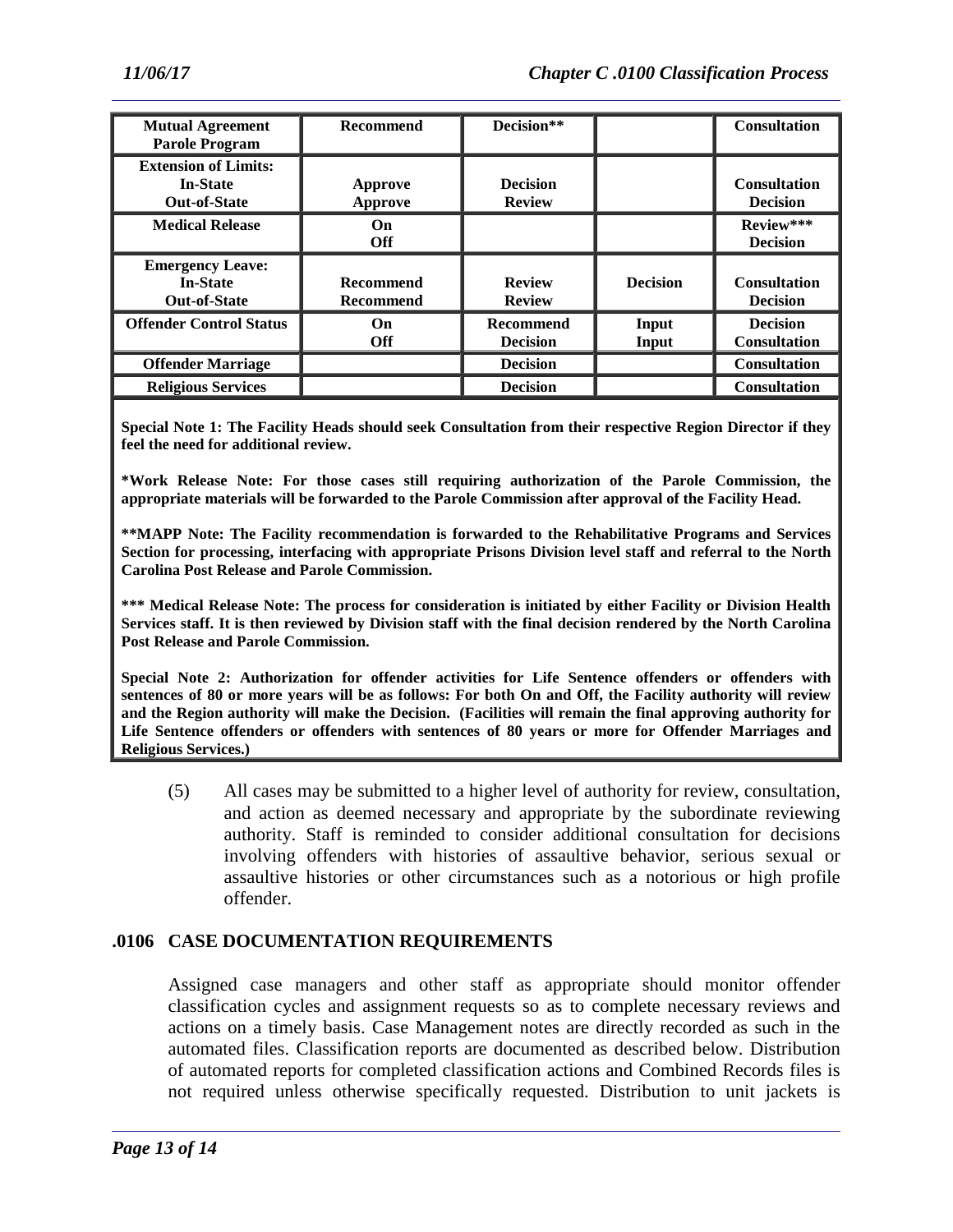| **Mutual Agreement Parole Program** | **Recommend** | **Decision**** | | **Consultation** |
|---|---|---|---|---|
| **Extension of Limits:**<br>**In-State**<br>**Out-of-State** | <br>**Approve**<br>**Approve** | <br>**Decision**<br>**Review** | | <br>**Consultation**<br>**Decision** |
| **Medical Release** | **On**<br>**Off** | | | **Review*****<br>**Decision** |
| **Emergency Leave:**<br>**In-State**<br>**Out-of-State** | <br>**Recommend**<br>**Recommend** | <br>**Review**<br>**Review** | <br>**Decision** | <br>**Consultation**<br>**Decision** |
| **Offender Control Status** | **On**<br>**Off** | **Recommend**<br>**Decision** | **Input**<br>**Input** | **Decision**<br>**Consultation** |
| **Offender Marriage** | | **Decision** | | **Consultation** |
| **Religious Services** | | **Decision** | | **Consultation** |

**Special Note 1: The Facility Heads should seek Consultation from their respective Region Director if they feel the need for additional review.**

***Work Release Note: For those cases still requiring authorization of the Parole Commission, the appropriate materials will be forwarded to the Parole Commission after approval of the Facility Head.**

****MAPP Note: The Facility recommendation is forwarded to the Rehabilitative Programs and Services Section for processing, interfacing with appropriate Prisons Division level staff and referral to the North Carolina Post Release and Parole Commission.**

***** Medical Release Note: The process for consideration is initiated by either Facility or Division Health Services staff. It is then reviewed by Division staff with the final decision rendered by the North Carolina Post Release and Parole Commission.**

**Special Note 2: Authorization for offender activities for Life Sentence offenders or offenders with sentences of 80 or more years will be as follows: For both On and Off, the Facility authority will review and the Region authority will make the Decision. (Facilities will remain the final approving authority for Life Sentence offenders or offenders with sentences of 80 years or more for Offender Marriages and Religious Services.)**

(5) All cases may be submitted to a higher level of authority for review, consultation, and action as deemed necessary and appropriate by the subordinate reviewing authority. Staff is reminded to consider additional consultation for decisions involving offenders with histories of assaultive behavior, serious sexual or assaultive histories or other circumstances such as a notorious or high profile offender.

## .0106 CASE DOCUMENTATION REQUIREMENTS

Assigned case managers and other staff as appropriate should monitor offender classification cycles and assignment requests so as to complete necessary reviews and actions on a timely basis. Case Management notes are directly recorded as such in the automated files. Classification reports are documented as described below. Distribution of automated reports for completed classification actions and Combined Records files is not required unless otherwise specifically requested. Distribution to unit jackets is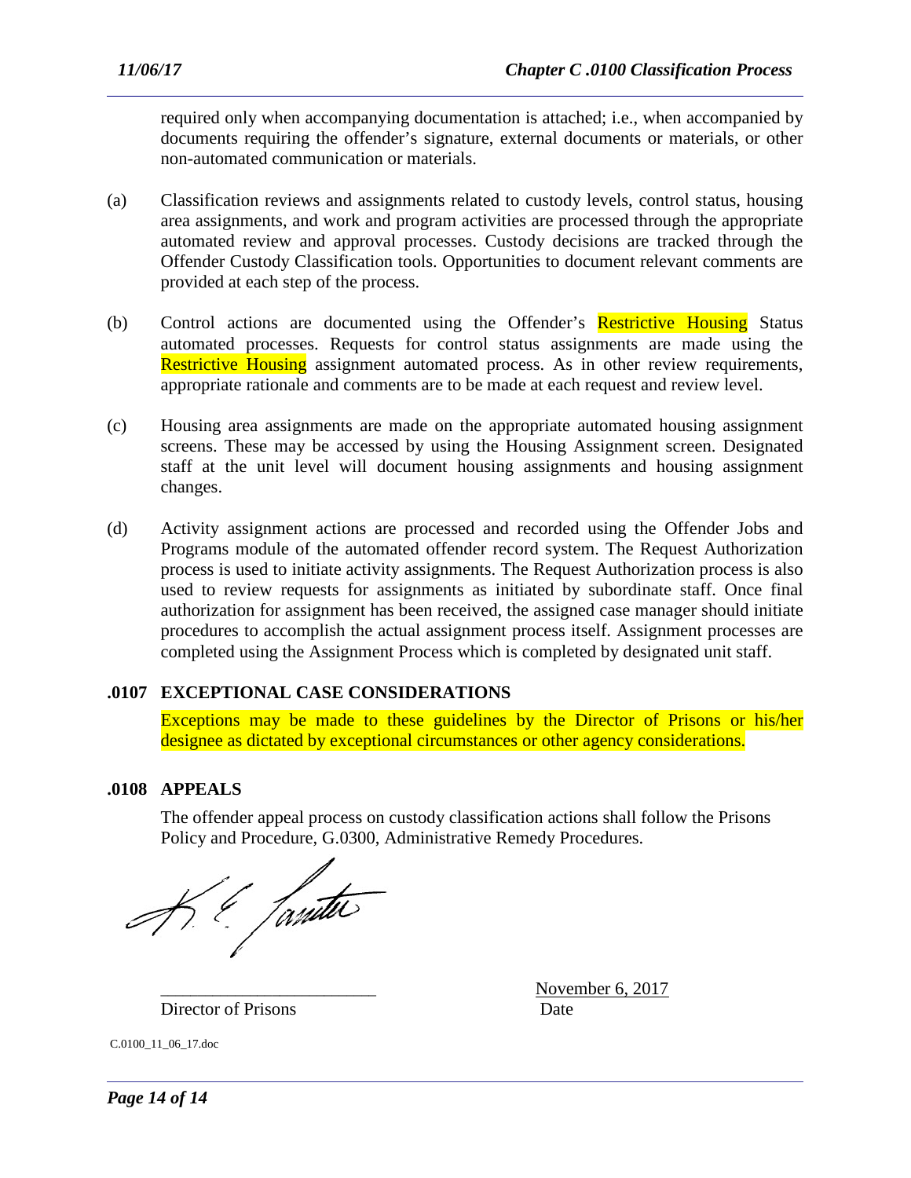required only when accompanying documentation is attached; i.e., when accompanied by documents requiring the offender's signature, external documents or materials, or other non-automated communication or materials.

(a) Classification reviews and assignments related to custody levels, control status, housing area assignments, and work and program activities are processed through the appropriate automated review and approval processes. Custody decisions are tracked through the Offender Custody Classification tools. Opportunities to document relevant comments are provided at each step of the process.

(b) Control actions are documented using the Offender's Restrictive Housing Status automated processes. Requests for control status assignments are made using the Restrictive Housing assignment automated process. As in other review requirements, appropriate rationale and comments are to be made at each request and review level.

(c) Housing area assignments are made on the appropriate automated housing assignment screens. These may be accessed by using the Housing Assignment screen. Designated staff at the unit level will document housing assignments and housing assignment changes.

(d) Activity assignment actions are processed and recorded using the Offender Jobs and Programs module of the automated offender record system. The Request Authorization process is used to initiate activity assignments. The Request Authorization process is also used to review requests for assignments as initiated by subordinate staff. Once final authorization for assignment has been received, the assigned case manager should initiate procedures to accomplish the actual assignment process itself. Assignment processes are completed using the Assignment Process which is completed by designated unit staff.

## .0107 EXCEPTIONAL CASE CONSIDERATIONS

Exceptions may be made to these guidelines by the Director of Prisons or his/her designee as dictated by exceptional circumstances or other agency considerations.

## .0108 APPEALS

The offender appeal process on custody classification actions shall follow the Prisons Policy and Procedure, G.0300, Administrative Remedy Procedures.

K. E. Lassiter

_________________________ November 6, 2017

Director of Prisons Date

C.0100_11_06_17.doc